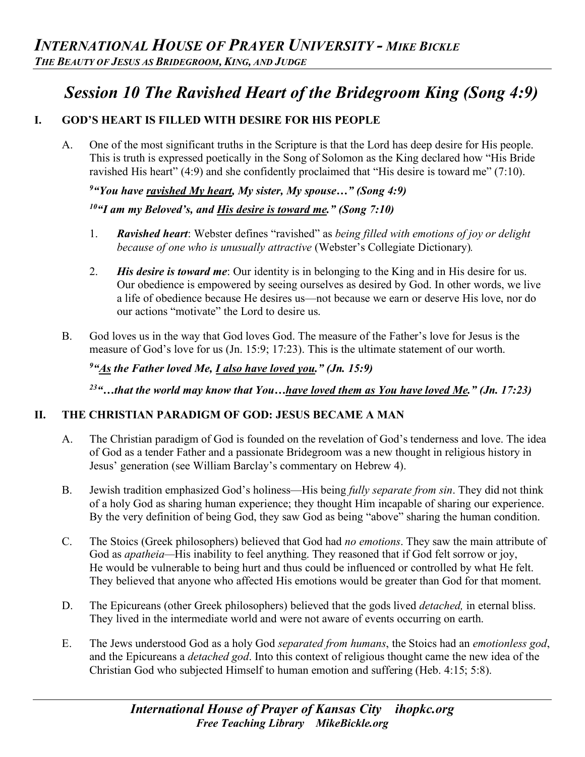# *INTERNATIONAL HOUSE OF PRAYER UNIVERSITY - MIKE BICKLE*

***THE BEAUTY OF JESUS AS BRIDEGROOM, KING, AND JUDGE***

## *Session 10 The Ravished Heart of the Bridegroom King (Song 4:9)*

### I. GOD'S HEART IS FILLED WITH DESIRE FOR HIS PEOPLE

A. One of the most significant truths in the Scripture is that the Lord has deep desire for His people. This is truth is expressed poetically in the Song of Solomon as the King declared how "His Bride ravished His heart" (4:9) and she confidently proclaimed that "His desire is toward me" (7:10).

***[9]"You have <u>ravished My heart</u>, My sister, My spouse…" (Song 4:9)***

***[10]"I am my Beloved's, and <u>His desire is toward me</u>." (Song 7:10)***

1. ***Ravished heart***: Webster defines "ravished" as *being filled with emotions of joy or delight because of one who is unusually attractive* (Webster's Collegiate Dictionary).

2. ***His desire is toward me***: Our identity is in belonging to the King and in His desire for us. Our obedience is empowered by seeing ourselves as desired by God. In other words, we live a life of obedience because He desires us—not because we earn or deserve His love, nor do our actions "motivate" the Lord to desire us.

B. God loves us in the way that God loves God. The measure of the Father's love for Jesus is the measure of God's love for us (Jn. 15:9; 17:23). This is the ultimate statement of our worth.

***[9]"<u>As</u> the Father loved Me, <u>I also have loved you</u>." (Jn. 15:9)***

***[23]"…that the world may know that You…<u>have loved them as You have loved Me</u>." (Jn. 17:23)***

### II. THE CHRISTIAN PARADIGM OF GOD: JESUS BECAME A MAN

A. The Christian paradigm of God is founded on the revelation of God's tenderness and love. The idea of God as a tender Father and a passionate Bridegroom was a new thought in religious history in Jesus' generation (see William Barclay's commentary on Hebrew 4).

B. Jewish tradition emphasized God's holiness—His being *fully separate from sin*. They did not think of a holy God as sharing human experience; they thought Him incapable of sharing our experience. By the very definition of being God, they saw God as being "above" sharing the human condition.

C. The Stoics (Greek philosophers) believed that God had *no emotions*. They saw the main attribute of God as *apatheia*—His inability to feel anything. They reasoned that if God felt sorrow or joy, He would be vulnerable to being hurt and thus could be influenced or controlled by what He felt. They believed that anyone who affected His emotions would be greater than God for that moment.

D. The Epicureans (other Greek philosophers) believed that the gods lived *detached,* in eternal bliss. They lived in the intermediate world and were not aware of events occurring on earth.

E. The Jews understood God as a holy God *separated from humans*, the Stoics had an *emotionless god*, and the Epicureans a *detached god*. Into this context of religious thought came the new idea of the Christian God who subjected Himself to human emotion and suffering (Heb. 4:15; 5:8).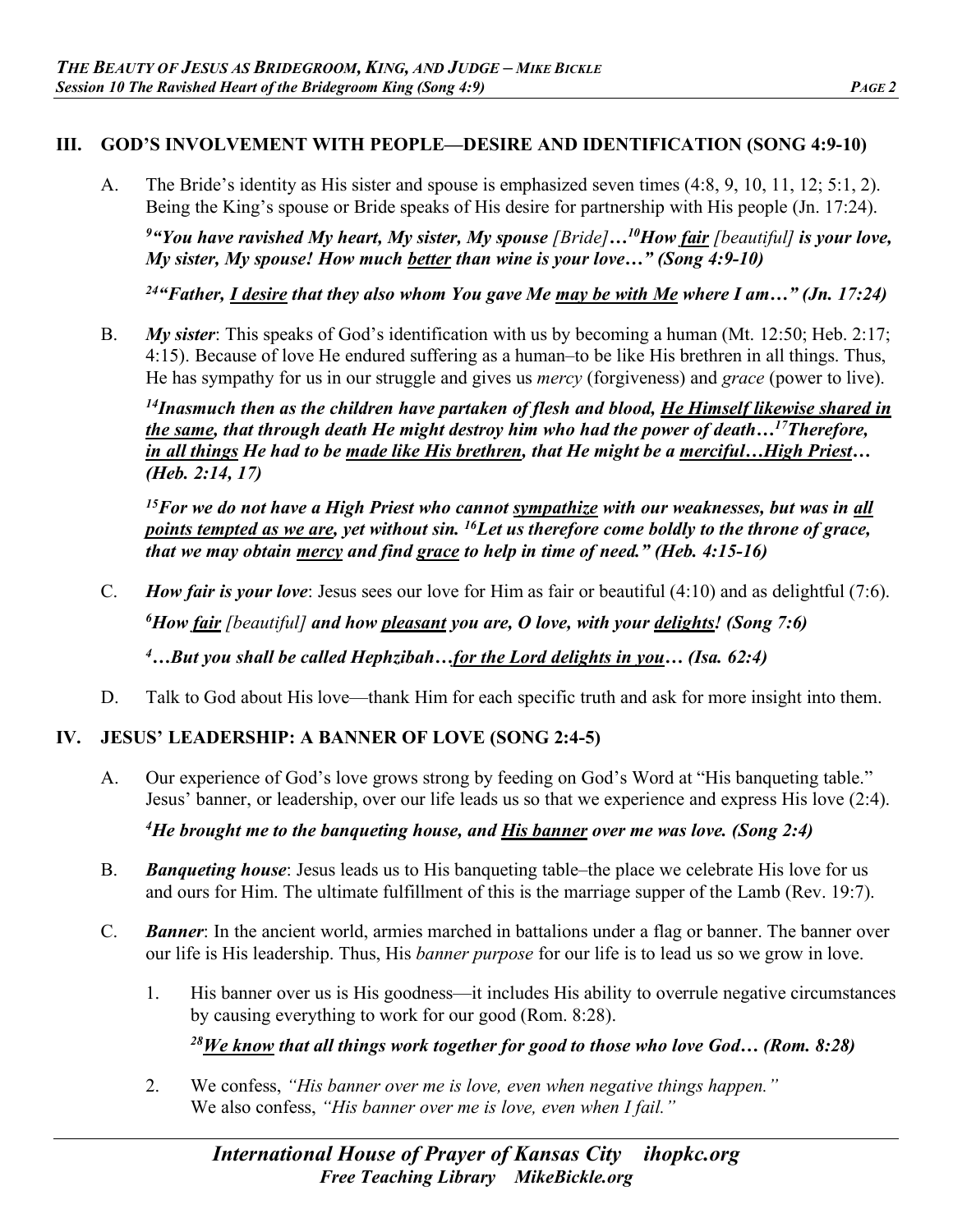## III. GOD'S INVOLVEMENT WITH PEOPLE—DESIRE AND IDENTIFICATION (SONG 4:9-10)

A. The Bride's identity as His sister and spouse is emphasized seven times (4:8, 9, 10, 11, 12; 5:1, 2). Being the King's spouse or Bride speaks of His desire for partnership with His people (Jn. 17:24).

***[9]"You have ravished My heart, My sister, My spouse** [Bride]**…[10]How <u>fair</u>** [beautiful] **is your love, My sister, My spouse! How much <u>better</u> than wine is your love…" (Song 4:9-10)***

***[24]"Father, <u>I desire</u> that they also whom You gave Me <u>may be with Me</u> where I am…" (Jn. 17:24)***

B. ***My sister***: This speaks of God's identification with us by becoming a human (Mt. 12:50; Heb. 2:17; 4:15). Because of love He endured suffering as a human–to be like His brethren in all things. Thus, He has sympathy for us in our struggle and gives us *mercy* (forgiveness) and *grace* (power to live).

***[14]Inasmuch then as the children have partaken of flesh and blood, <u>He Himself likewise shared in the same</u>, that through death He might destroy him who had the power of death…[17]Therefore, <u>in all things</u> He had to be <u>made like His brethren</u>, that He might be a <u>merciful…High Priest</u>… (Heb. 2:14, 17)***

***[15]For we do not have a High Priest who cannot <u>sympathize</u> with our weaknesses, but was in <u>all points tempted as we are</u>, yet without sin. [16]Let us therefore come boldly to the throne of grace, that we may obtain <u>mercy</u> and find <u>grace</u> to help in time of need." (Heb. 4:15-16)***

C. ***How fair is your love***: Jesus sees our love for Him as fair or beautiful (4:10) and as delightful (7:6).

***[6]How <u>fair</u>** [beautiful] **and how <u>pleasant</u> you are, O love, with your <u>delights</u>! (Song 7:6)***

***[4]…But you shall be called Hephzibah…<u>for the Lord delights in you</u>… (Isa. 62:4)***

D. Talk to God about His love—thank Him for each specific truth and ask for more insight into them.

## IV. JESUS' LEADERSHIP: A BANNER OF LOVE (SONG 2:4-5)

A. Our experience of God's love grows strong by feeding on God's Word at "His banqueting table." Jesus' banner, or leadership, over our life leads us so that we experience and express His love (2:4).

***[4]He brought me to the banqueting house, and <u>His banner</u> over me was love. (Song 2:4)***

B. ***Banqueting house***: Jesus leads us to His banqueting table–the place we celebrate His love for us and ours for Him. The ultimate fulfillment of this is the marriage supper of the Lamb (Rev. 19:7).

C. ***Banner***: In the ancient world, armies marched in battalions under a flag or banner. The banner over our life is His leadership. Thus, His *banner purpose* for our life is to lead us so we grow in love.

1. His banner over us is His goodness—it includes His ability to overrule negative circumstances by causing everything to work for our good (Rom. 8:28).

   ***[28]<u>We know</u> that all things work together for good to those who love God… (Rom. 8:28)***

2. We confess, *"His banner over me is love, even when negative things happen."*
   We also confess, *"His banner over me is love, even when I fail."*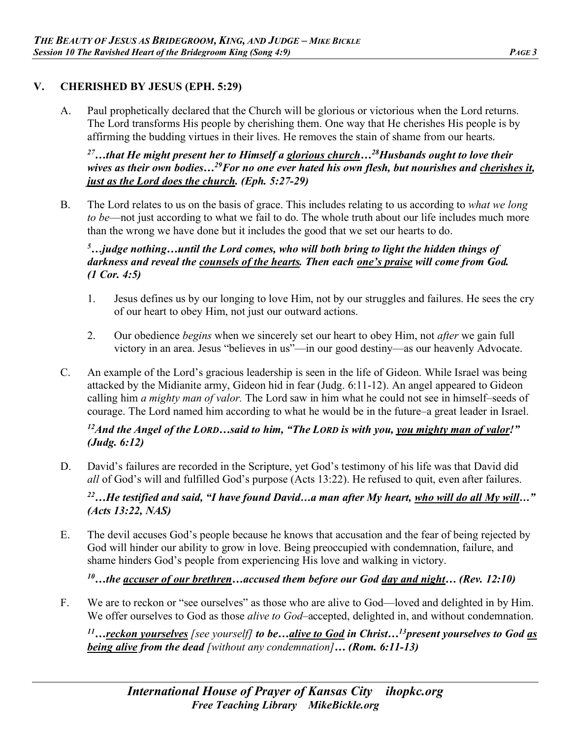## V. CHERISHED BY JESUS (EPH. 5:29)

A. Paul prophetically declared that the Church will be glorious or victorious when the Lord returns. The Lord transforms His people by cherishing them. One way that He cherishes His people is by affirming the budding virtues in their lives. He removes the stain of shame from our hearts.

***27…that He might present her to Himself a <u>glorious church</u>…28Husbands ought to love their wives as their own bodies…29For no one ever hated his own flesh, but nourishes and <u>cherishes it, just as the Lord does the church</u>. (Eph. 5:27-29)***

B. The Lord relates to us on the basis of grace. This includes relating to us according to *what we long to be*—not just according to what we fail to do. The whole truth about our life includes much more than the wrong we have done but it includes the good that we set our hearts to do.

***5…judge nothing…until the Lord comes, who will both bring to light the hidden things of darkness and reveal the <u>counsels of the hearts</u>. Then each <u>one's praise</u> will come from God. (1 Cor. 4:5)***

1. Jesus defines us by our longing to love Him, not by our struggles and failures. He sees the cry of our heart to obey Him, not just our outward actions.
2. Our obedience *begins* when we sincerely set our heart to obey Him, not *after* we gain full victory in an area. Jesus "believes in us"—in our good destiny—as our heavenly Advocate.

C. An example of the Lord's gracious leadership is seen in the life of Gideon. While Israel was being attacked by the Midianite army, Gideon hid in fear (Judg. 6:11-12). An angel appeared to Gideon calling him *a mighty man of valor.* The Lord saw in him what he could not see in himself–seeds of courage. The Lord named him according to what he would be in the future–a great leader in Israel.

***12And the Angel of the LORD…said to him, "The LORD is with you, <u>you mighty man of valor</u>!" (Judg. 6:12)***

D. David's failures are recorded in the Scripture, yet God's testimony of his life was that David did *all* of God's will and fulfilled God's purpose (Acts 13:22). He refused to quit, even after failures.

***22…He testified and said, "I have found David…a man after My heart, <u>who will do all My will</u>…" (Acts 13:22, NAS)***

E. The devil accuses God's people because he knows that accusation and the fear of being rejected by God will hinder our ability to grow in love. Being preoccupied with condemnation, failure, and shame hinders God's people from experiencing His love and walking in victory.

***10…the <u>accuser of our brethren</u>…accused them before our God <u>day and night</u>… (Rev. 12:10)***

F. We are to reckon or "see ourselves" as those who are alive to God—loved and delighted in by Him. We offer ourselves to God as those *alive to God*–accepted, delighted in, and without condemnation.

***11…<u>reckon yourselves</u>*** *[see yourself]* ***to be…<u>alive to God</u> in Christ…13present yourselves to God <u>as being alive</u> from the dead*** *[without any condemnation]* ***… (Rom. 6:11-13)***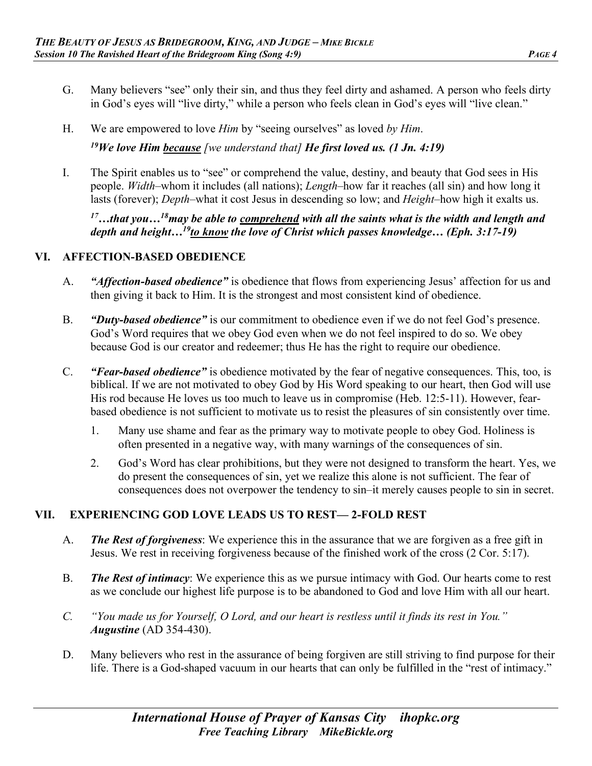G. Many believers “see” only their sin, and thus they feel dirty and ashamed. A person who feels dirty in God’s eyes will “live dirty,” while a person who feels clean in God’s eyes will “live clean.”

H. We are empowered to love *Him* by “seeing ourselves” as loved *by Him*.

[19]***We love Him <u>because</u>** [we understand that] **He first loved us. (1 Jn. 4:19)***

I. The Spirit enables us to “see” or comprehend the value, destiny, and beauty that God sees in His people. *Width*–whom it includes (all nations); *Length*–how far it reaches (all sin) and how long it lasts (forever); *Depth*–what it cost Jesus in descending so low; and *Height*–how high it exalts us.

[17]***…that you…[18]may be able to <u>comprehend</u> with all the saints what is the width and length and depth and height…[19]<u>to know</u> the love of Christ which passes knowledge… (Eph. 3:17-19)***

## VI. AFFECTION-BASED OBEDIENCE

A. ***“Affection-based obedience”*** is obedience that flows from experiencing Jesus’ affection for us and then giving it back to Him. It is the strongest and most consistent kind of obedience.

B. ***“Duty-based obedience”*** is our commitment to obedience even if we do not feel God’s presence. God’s Word requires that we obey God even when we do not feel inspired to do so. We obey because God is our creator and redeemer; thus He has the right to require our obedience.

C. ***“Fear-based obedience”*** is obedience motivated by the fear of negative consequences. This, too, is biblical. If we are not motivated to obey God by His Word speaking to our heart, then God will use His rod because He loves us too much to leave us in compromise (Heb. 12:5-11). However, fear-based obedience is not sufficient to motivate us to resist the pleasures of sin consistently over time.

1. Many use shame and fear as the primary way to motivate people to obey God. Holiness is often presented in a negative way, with many warnings of the consequences of sin.
2. God’s Word has clear prohibitions, but they were not designed to transform the heart. Yes, we do present the consequences of sin, yet we realize this alone is not sufficient. The fear of consequences does not overpower the tendency to sin–it merely causes people to sin in secret.

## VII. EXPERIENCING GOD LOVE LEADS US TO REST— 2-FOLD REST

A. ***The Rest of forgiveness***: We experience this in the assurance that we are forgiven as a free gift in Jesus. We rest in receiving forgiveness because of the finished work of the cross (2 Cor. 5:17).

B. ***The Rest of intimacy***: We experience this as we pursue intimacy with God. Our hearts come to rest as we conclude our highest life purpose is to be abandoned to God and love Him with all our heart.

*C. “You made us for Yourself, O Lord, and our heart is restless until it finds its rest in You.”* ***Augustine*** (AD 354-430).

D. Many believers who rest in the assurance of being forgiven are still striving to find purpose for their life. There is a God-shaped vacuum in our hearts that can only be fulfilled in the “rest of intimacy.”